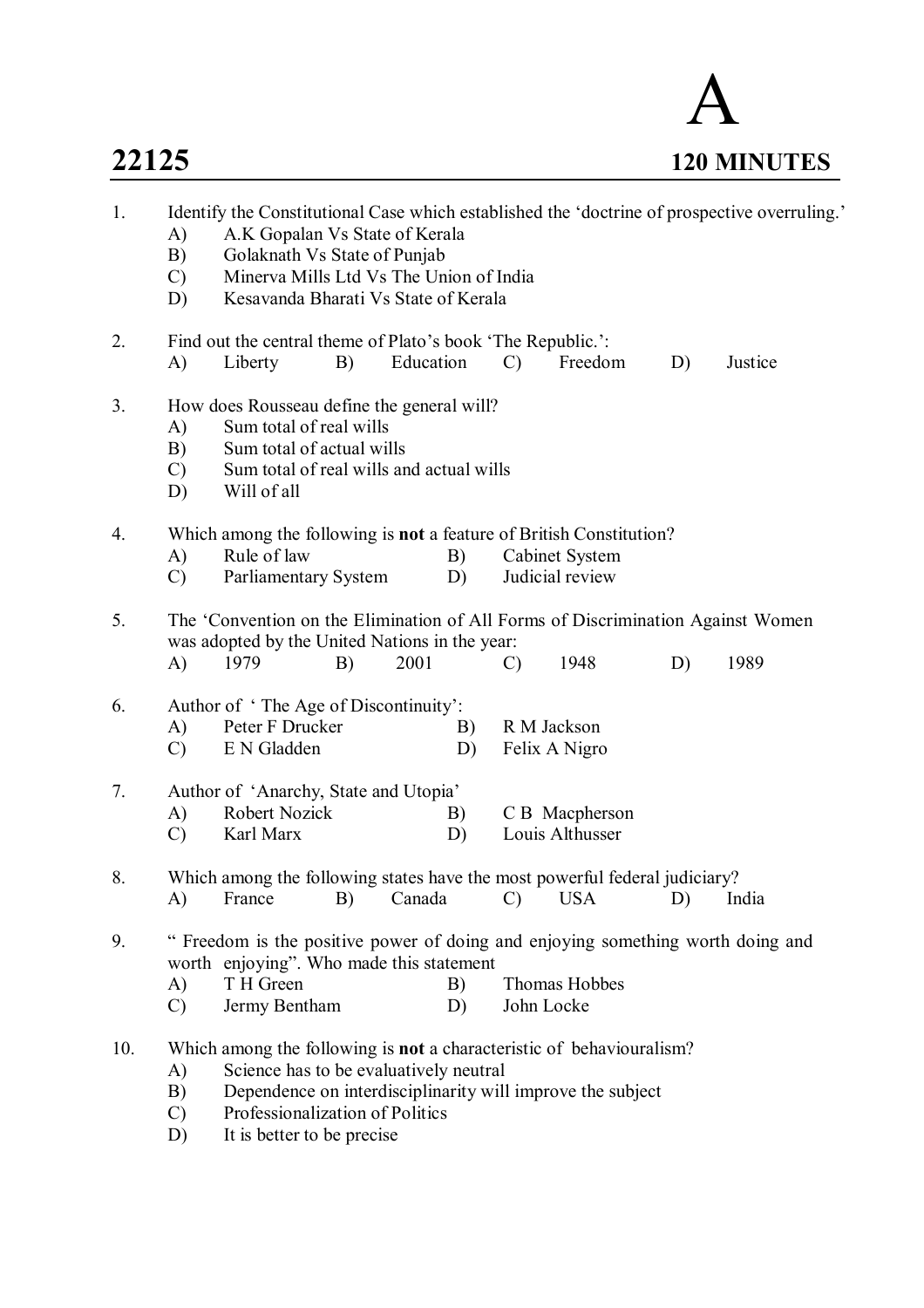# A

**22125** **120 MINUTES**

1. Identify the Constitutional Case which established the 'doctrine of prospective overruling.'
   - A) A.K Gopalan Vs State of Kerala
   - B) Golaknath Vs State of Punjab
   - C) Minerva Mills Ltd Vs The Union of India
   - D) Kesavanda Bharati Vs State of Kerala

2. Find out the central theme of Plato's book 'The Republic.':
   - A) Liberty
   - B) Education
   - C) Freedom
   - D) Justice

3. How does Rousseau define the general will?
   - A) Sum total of real wills
   - B) Sum total of actual wills
   - C) Sum total of real wills and actual wills
   - D) Will of all

4. Which among the following is **not** a feature of British Constitution?
   - A) Rule of law
   - B) Cabinet System
   - C) Parliamentary System
   - D) Judicial review

5. The 'Convention on the Elimination of All Forms of Discrimination Against Women was adopted by the United Nations in the year:
   - A) 1979
   - B) 2001
   - C) 1948
   - D) 1989

6. Author of ' The Age of Discontinuity':
   - A) Peter F Drucker
   - B) R M Jackson
   - C) E N Gladden
   - D) Felix A Nigro

7. Author of 'Anarchy, State and Utopia'
   - A) Robert Nozick
   - B) C B Macpherson
   - C) Karl Marx
   - D) Louis Althusser

8. Which among the following states have the most powerful federal judiciary?
   - A) France
   - B) Canada
   - C) USA
   - D) India

9. " Freedom is the positive power of doing and enjoying something worth doing and worth enjoying". Who made this statement
   - A) T H Green
   - B) Thomas Hobbes
   - C) Jermy Bentham
   - D) John Locke

10. Which among the following is **not** a characteristic of behaviouralism?
    - A) Science has to be evaluatively neutral
    - B) Dependence on interdisciplinarity will improve the subject
    - C) Professionalization of Politics
    - D) It is better to be precise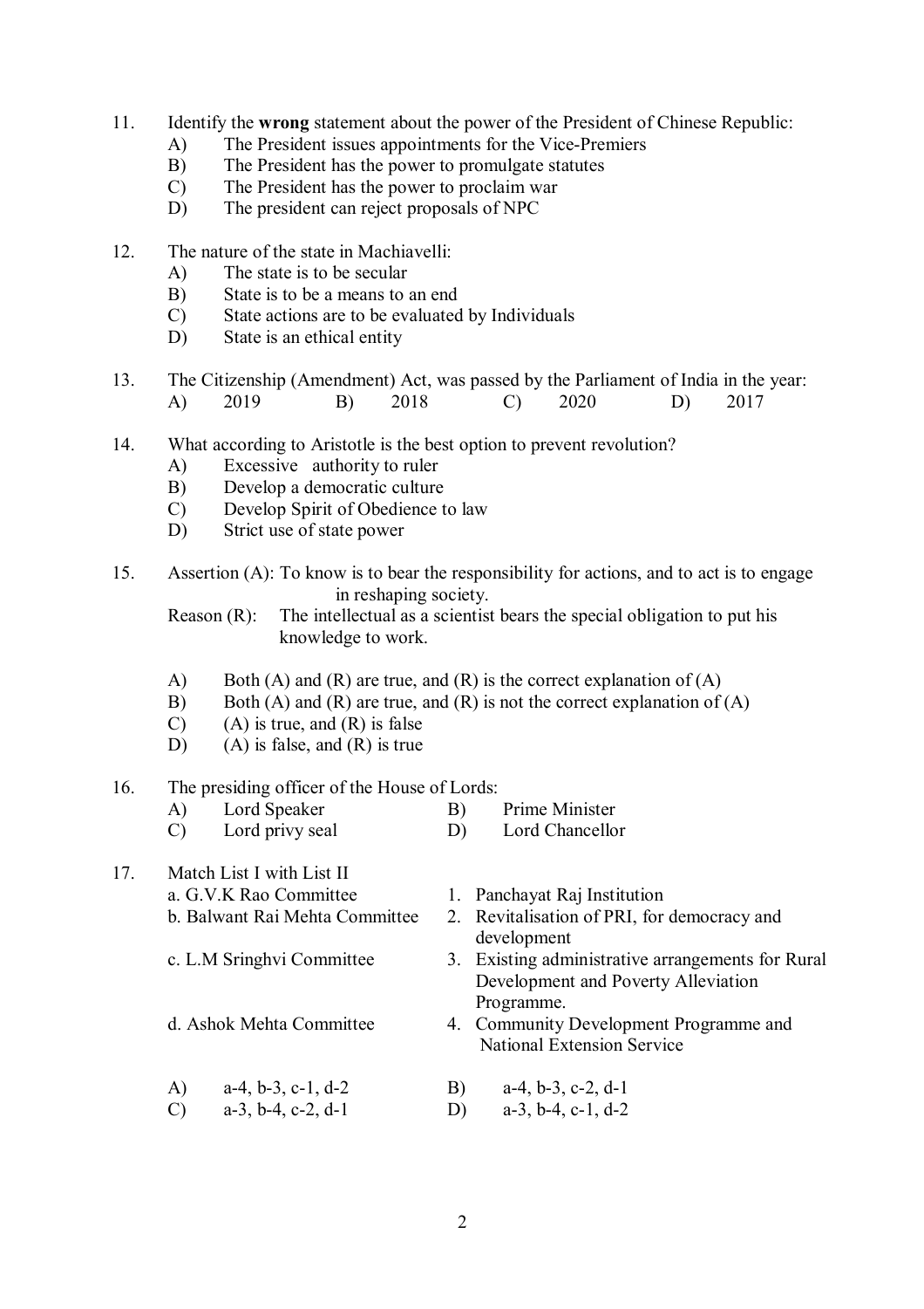11. Identify the **wrong** statement about the power of the President of Chinese Republic:
    A) The President issues appointments for the Vice-Premiers
    B) The President has the power to promulgate statutes
    C) The President has the power to proclaim war
    D) The president can reject proposals of NPC

12. The nature of the state in Machiavelli:
    A) The state is to be secular
    B) State is to be a means to an end
    C) State actions are to be evaluated by Individuals
    D) State is an ethical entity

13. The Citizenship (Amendment) Act, was passed by the Parliament of India in the year:
    A) 2019 B) 2018 C) 2020 D) 2017

14. What according to Aristotle is the best option to prevent revolution?
    A) Excessive authority to ruler
    B) Develop a democratic culture
    C) Develop Spirit of Obedience to law
    D) Strict use of state power

15. Assertion (A): To know is to bear the responsibility for actions, and to act is to engage in reshaping society.
    Reason (R): The intellectual as a scientist bears the special obligation to put his knowledge to work.

    A) Both (A) and (R) are true, and (R) is the correct explanation of (A)
    B) Both (A) and (R) are true, and (R) is not the correct explanation of (A)
    C) (A) is true, and (R) is false
    D) (A) is false, and (R) is true

16. The presiding officer of the House of Lords:
    A) Lord Speaker B) Prime Minister
    C) Lord privy seal D) Lord Chancellor

17. Match List I with List II

| | |
|---|---|
| a. G.V.K Rao Committee | 1. Panchayat Raj Institution |
| b. Balwant Rai Mehta Committee | 2. Revitalisation of PRI, for democracy and development |
| c. L.M Sringhvi Committee | 3. Existing administrative arrangements for Rural Development and Poverty Alleviation Programme. |
| d. Ashok Mehta Committee | 4. Community Development Programme and National Extension Service |

    A) a-4, b-3, c-1, d-2 B) a-4, b-3, c-2, d-1
    C) a-3, b-4, c-2, d-1 D) a-3, b-4, c-1, d-2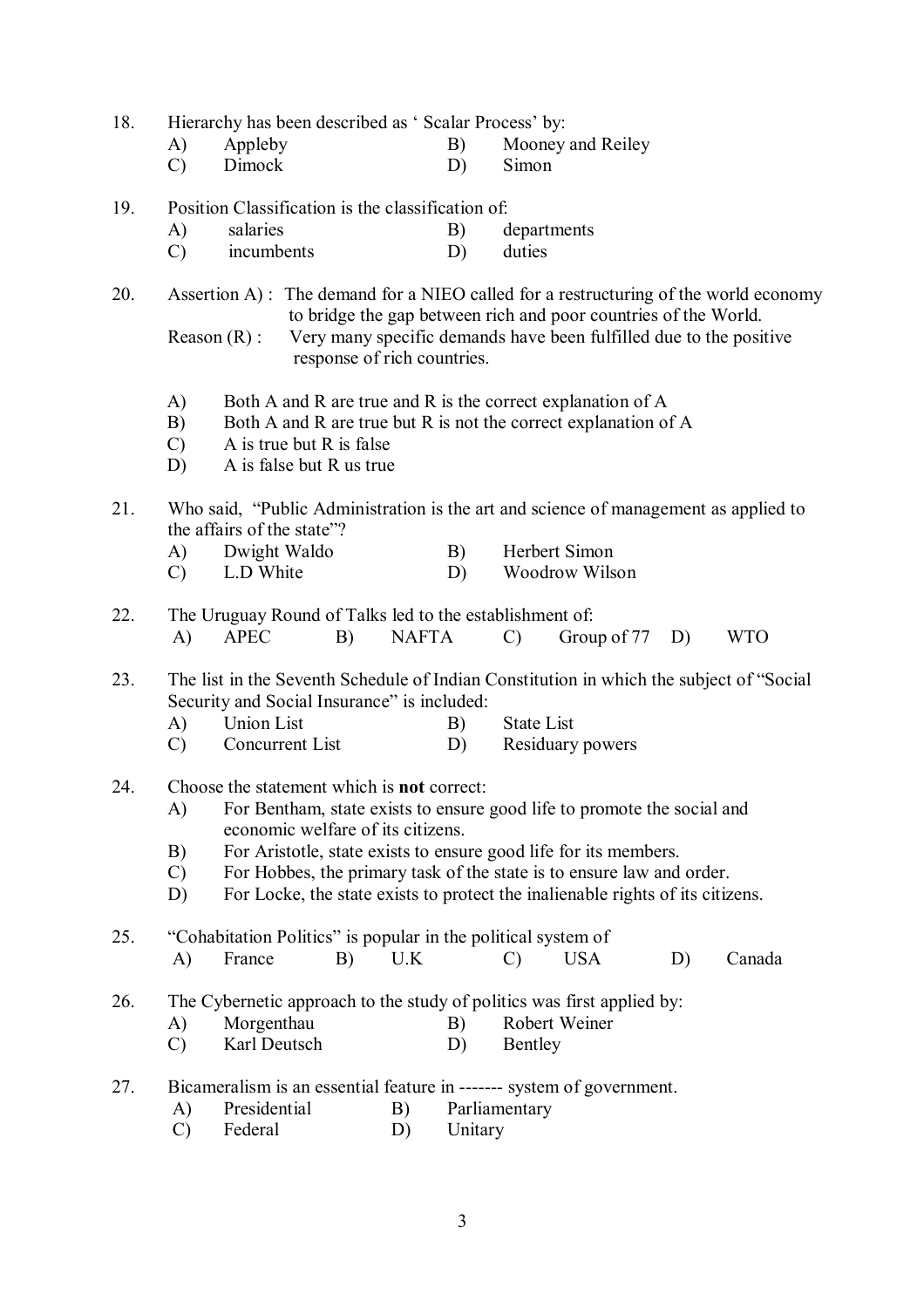18. Hierarchy has been described as ' Scalar Process' by:
    A) Appleby
    B) Mooney and Reiley
    C) Dimock
    D) Simon

19. Position Classification is the classification of:
    A) salaries
    B) departments
    C) incumbents
    D) duties

20. Assertion A) : The demand for a NIEO called for a restructuring of the world economy to bridge the gap between rich and poor countries of the World.
    Reason (R) : Very many specific demands have been fulfilled due to the positive response of rich countries.

    A) Both A and R are true and R is the correct explanation of A
    B) Both A and R are true but R is not the correct explanation of A
    C) A is true but R is false
    D) A is false but R us true

21. Who said, "Public Administration is the art and science of management as applied to the affairs of the state"?
    A) Dwight Waldo
    B) Herbert Simon
    C) L.D White
    D) Woodrow Wilson

22. The Uruguay Round of Talks led to the establishment of:
    A) APEC B) NAFTA C) Group of 77 D) WTO

23. The list in the Seventh Schedule of Indian Constitution in which the subject of "Social Security and Social Insurance" is included:
    A) Union List
    B) State List
    C) Concurrent List
    D) Residuary powers

24. Choose the statement which is **not** correct:
    A) For Bentham, state exists to ensure good life to promote the social and economic welfare of its citizens.
    B) For Aristotle, state exists to ensure good life for its members.
    C) For Hobbes, the primary task of the state is to ensure law and order.
    D) For Locke, the state exists to protect the inalienable rights of its citizens.

25. "Cohabitation Politics" is popular in the political system of
    A) France B) U.K C) USA D) Canada

26. The Cybernetic approach to the study of politics was first applied by:
    A) Morgenthau
    B) Robert Weiner
    C) Karl Deutsch
    D) Bentley

27. Bicameralism is an essential feature in ------- system of government.
    A) Presidential
    B) Parliamentary
    C) Federal
    D) Unitary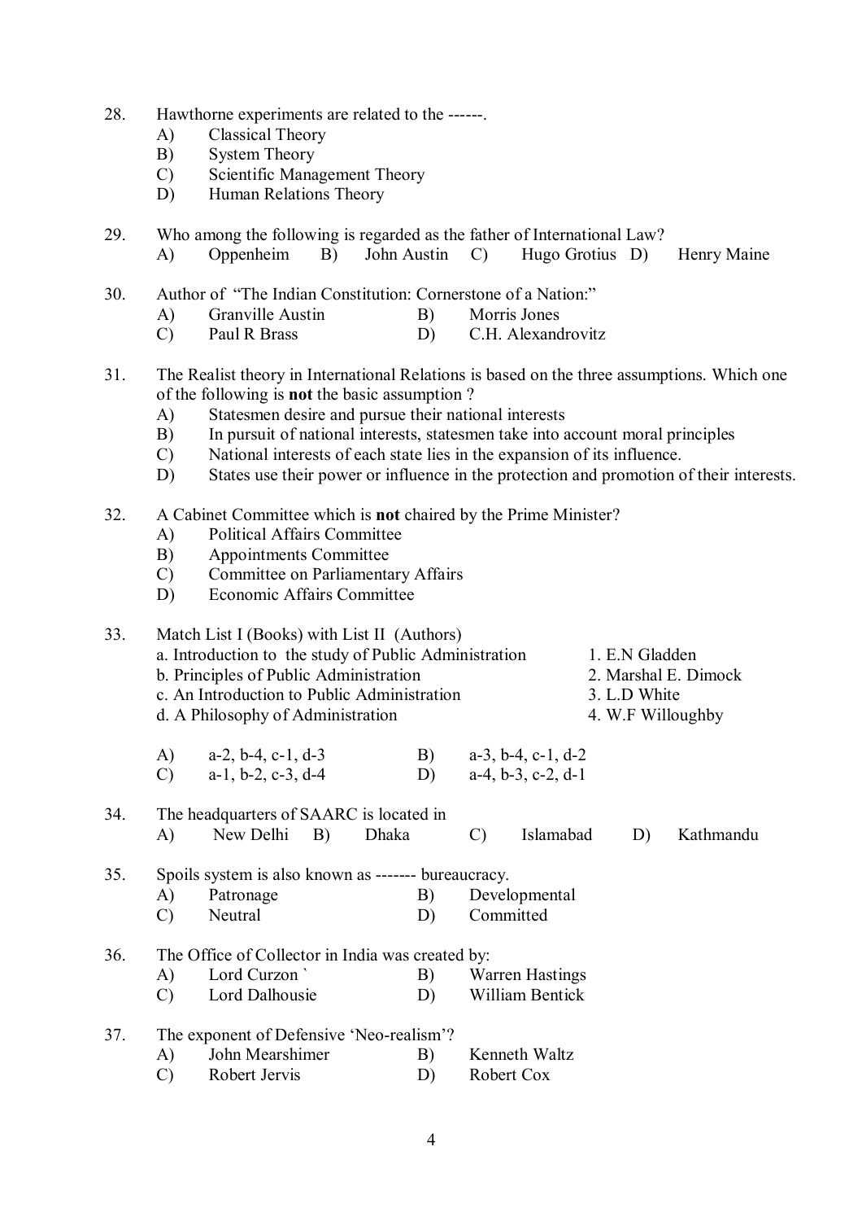28. Hawthorne experiments are related to the ------.
    A) Classical Theory
    B) System Theory
    C) Scientific Management Theory
    D) Human Relations Theory

29. Who among the following is regarded as the father of International Law?
    A) Oppenheim B) John Austin C) Hugo Grotius D) Henry Maine

30. Author of "The Indian Constitution: Cornerstone of a Nation:"
    A) Granville Austin B) Morris Jones
    C) Paul R Brass D) C.H. Alexandrovitz

31. The Realist theory in International Relations is based on the three assumptions. Which one of the following is **not** the basic assumption ?
    A) Statesmen desire and pursue their national interests
    B) In pursuit of national interests, statesmen take into account moral principles
    C) National interests of each state lies in the expansion of its influence.
    D) States use their power or influence in the protection and promotion of their interests.

32. A Cabinet Committee which is **not** chaired by the Prime Minister?
    A) Political Affairs Committee
    B) Appointments Committee
    C) Committee on Parliamentary Affairs
    D) Economic Affairs Committee

33. Match List I (Books) with List II (Authors)

| | |
|---|---|
| a. Introduction to the study of Public Administration | 1. E.N Gladden |
| b. Principles of Public Administration | 2. Marshal E. Dimock |
| c. An Introduction to Public Administration | 3. L.D White |
| d. A Philosophy of Administration | 4. W.F Willoughby |

    A) a-2, b-4, c-1, d-3 B) a-3, b-4, c-1, d-2
    C) a-1, b-2, c-3, d-4 D) a-4, b-3, c-2, d-1

34. The headquarters of SAARC is located in
    A) New Delhi B) Dhaka C) Islamabad D) Kathmandu

35. Spoils system is also known as ------- bureaucracy.
    A) Patronage B) Developmental
    C) Neutral D) Committed

36. The Office of Collector in India was created by:
    A) Lord Curzon ` B) Warren Hastings
    C) Lord Dalhousie D) William Bentick

37. The exponent of Defensive 'Neo-realism'?
    A) John Mearshimer B) Kenneth Waltz
    C) Robert Jervis D) Robert Cox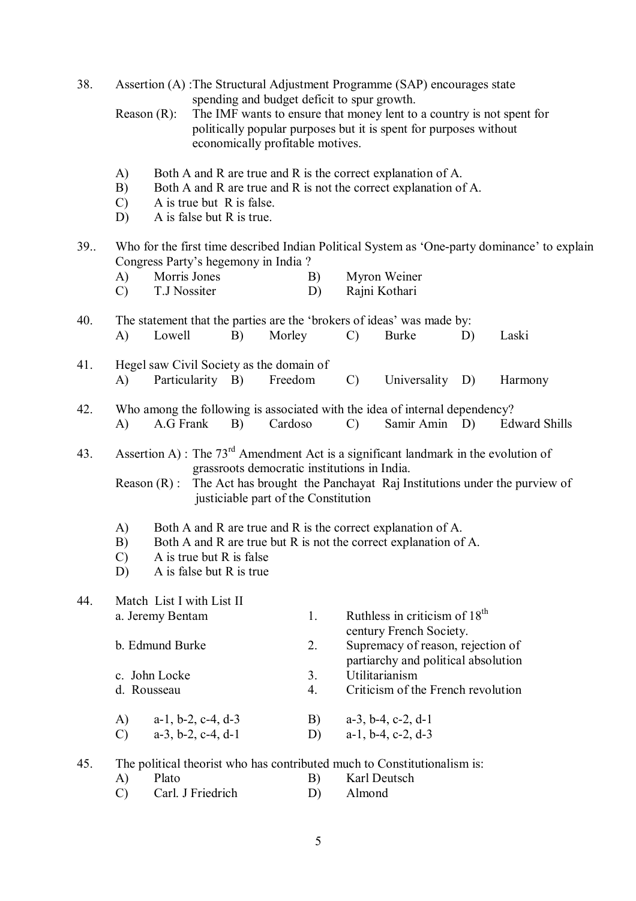38. Assertion (A) :The Structural Adjustment Programme (SAP) encourages state spending and budget deficit to spur growth.

    Reason (R): The IMF wants to ensure that money lent to a country is not spent for politically popular purposes but it is spent for purposes without economically profitable motives.

    A) Both A and R are true and R is the correct explanation of A.
    B) Both A and R are true and R is not the correct explanation of A.
    C) A is true but R is false.
    D) A is false but R is true.

39.. Who for the first time described Indian Political System as 'One-party dominance' to explain Congress Party's hegemony in India ?

    A) Morris Jones  B) Myron Weiner
    C) T.J Nossiter  D) Rajni Kothari

40. The statement that the parties are the 'brokers of ideas' was made by:

    A) Lowell  B) Morley  C) Burke  D) Laski

41. Hegel saw Civil Society as the domain of

    A) Particularity  B) Freedom  C) Universality  D) Harmony

42. Who among the following is associated with the idea of internal dependency?

    A) A.G Frank  B) Cardoso  C) Samir Amin  D) Edward Shills

43. Assertion A) : The 73rd Amendment Act is a significant landmark in the evolution of grassroots democratic institutions in India.

    Reason (R) : The Act has brought the Panchayat Raj Institutions under the purview of justiciable part of the Constitution

    A) Both A and R are true and R is the correct explanation of A.
    B) Both A and R are true but R is not the correct explanation of A.
    C) A is true but R is false
    D) A is false but R is true

44. Match List I with List II

| List I | | List II |
|---|---|---|
| a. Jeremy Bentam | 1. | Ruthless in criticism of 18th century French Society. |
| b. Edmund Burke | 2. | Supremacy of reason, rejection of partiarchy and political absolution |
| c. John Locke | 3. | Utilitarianism |
| d. Rousseau | 4. | Criticism of the French revolution |

    A) a-1, b-2, c-4, d-3  B) a-3, b-4, c-2, d-1
    C) a-3, b-2, c-4, d-1  D) a-1, b-4, c-2, d-3

45. The political theorist who has contributed much to Constitutionalism is:

    A) Plato  B) Karl Deutsch
    C) Carl. J Friedrich  D) Almond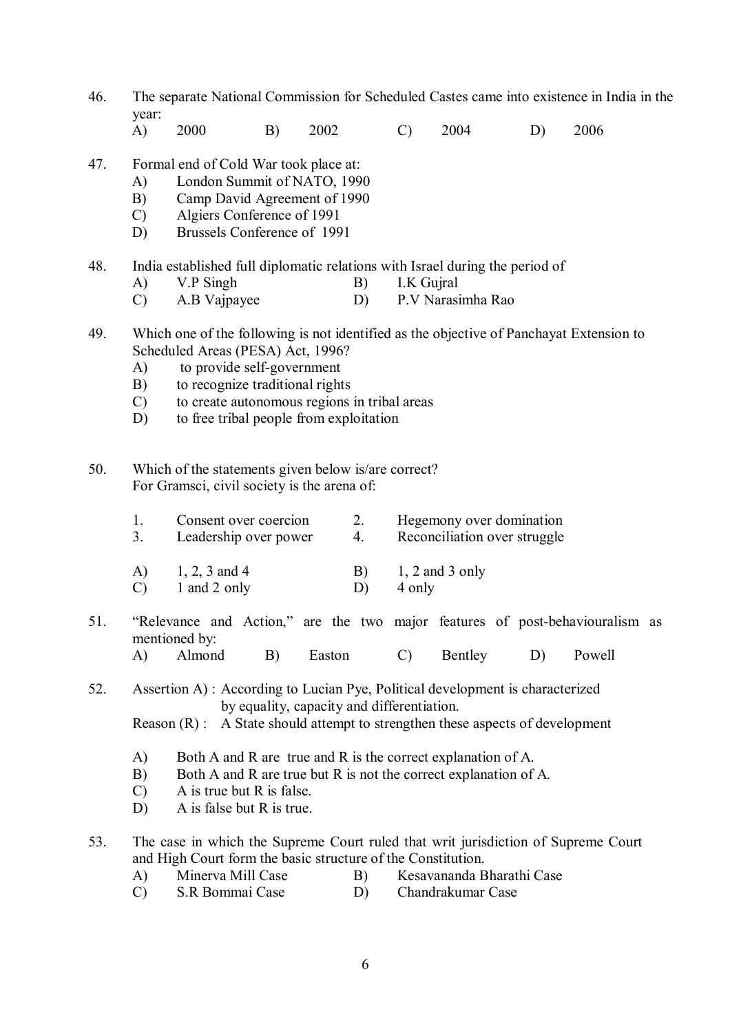46. The separate National Commission for Scheduled Castes came into existence in India in the year:

A) 2000 B) 2002 C) 2004 D) 2006

47. Formal end of Cold War took place at:

A) London Summit of NATO, 1990
B) Camp David Agreement of 1990
C) Algiers Conference of 1991
D) Brussels Conference of 1991

48. India established full diplomatic relations with Israel during the period of

A) V.P Singh B) I.K Gujral
C) A.B Vajpayee D) P.V Narasimha Rao

49. Which one of the following is not identified as the objective of Panchayat Extension to Scheduled Areas (PESA) Act, 1996?

A) to provide self-government
B) to recognize traditional rights
C) to create autonomous regions in tribal areas
D) to free tribal people from exploitation

50. Which of the statements given below is/are correct?
For Gramsci, civil society is the arena of:

1. Consent over coercion 2. Hegemony over domination
3. Leadership over power 4. Reconciliation over struggle

A) 1, 2, 3 and 4 B) 1, 2 and 3 only
C) 1 and 2 only D) 4 only

51. "Relevance and Action," are the two major features of post-behaviouralism as mentioned by:

A) Almond B) Easton C) Bentley D) Powell

52. Assertion A) : According to Lucian Pye, Political development is characterized by equality, capacity and differentiation.
Reason (R) : A State should attempt to strengthen these aspects of development

A) Both A and R are true and R is the correct explanation of A.
B) Both A and R are true but R is not the correct explanation of A.
C) A is true but R is false.
D) A is false but R is true.

53. The case in which the Supreme Court ruled that writ jurisdiction of Supreme Court and High Court form the basic structure of the Constitution.

A) Minerva Mill Case B) Kesavananda Bharathi Case
C) S.R Bommai Case D) Chandrakumar Case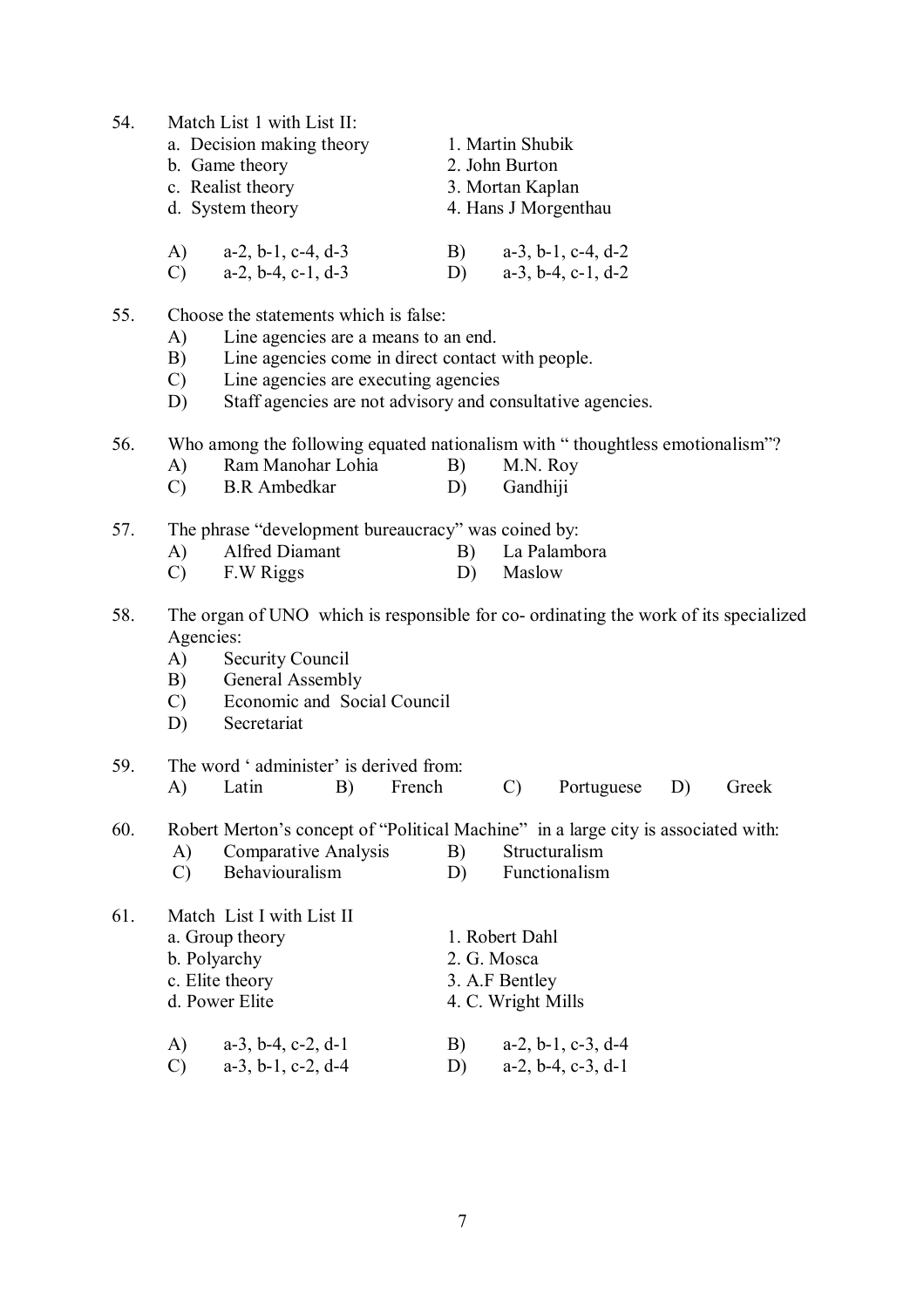54. Match List 1 with List II:

a. Decision making theory — 1. Martin Shubik
b. Game theory — 2. John Burton
c. Realist theory — 3. Mortan Kaplan
d. System theory — 4. Hans J Morgenthau

A) a-2, b-1, c-4, d-3 B) a-3, b-1, c-4, d-2
C) a-2, b-4, c-1, d-3 D) a-3, b-4, c-1, d-2

55. Choose the statements which is false:

A) Line agencies are a means to an end.
B) Line agencies come in direct contact with people.
C) Line agencies are executing agencies
D) Staff agencies are not advisory and consultative agencies.

56. Who among the following equated nationalism with " thoughtless emotionalism"?

A) Ram Manohar Lohia B) M.N. Roy
C) B.R Ambedkar D) Gandhiji

57. The phrase "development bureaucracy" was coined by:

A) Alfred Diamant B) La Palambora
C) F.W Riggs D) Maslow

58. The organ of UNO which is responsible for co- ordinating the work of its specialized Agencies:

A) Security Council
B) General Assembly
C) Economic and Social Council
D) Secretariat

59. The word ' administer' is derived from:

A) Latin B) French C) Portuguese D) Greek

60. Robert Merton's concept of "Political Machine" in a large city is associated with:

A) Comparative Analysis B) Structuralism
C) Behaviouralism D) Functionalism

61. Match List I with List II

a. Group theory — 1. Robert Dahl
b. Polyarchy — 2. G. Mosca
c. Elite theory — 3. A.F Bentley
d. Power Elite — 4. C. Wright Mills

A) a-3, b-4, c-2, d-1 B) a-2, b-1, c-3, d-4
C) a-3, b-1, c-2, d-4 D) a-2, b-4, c-3, d-1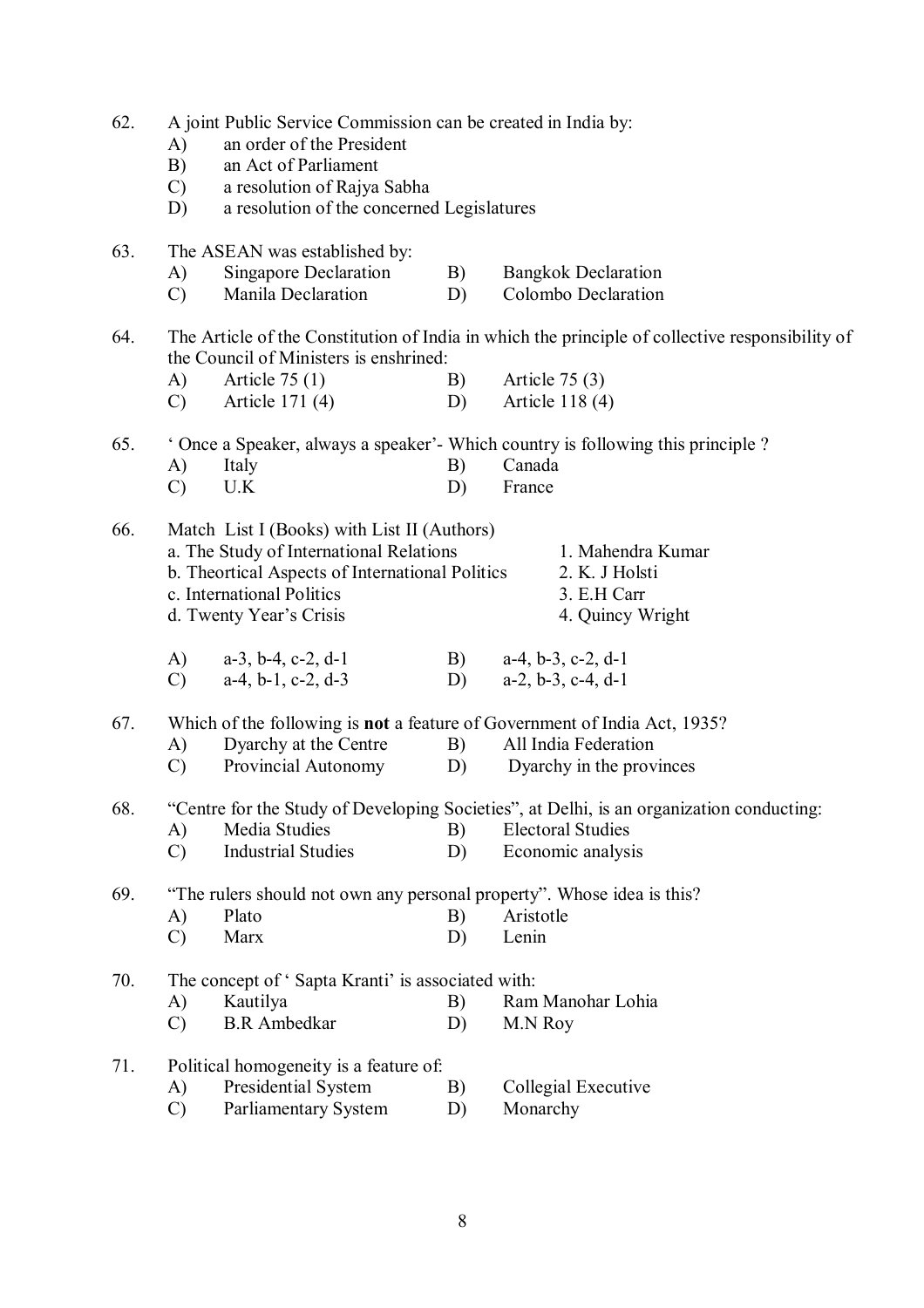62. A joint Public Service Commission can be created in India by:
 A) an order of the President
 B) an Act of Parliament
 C) a resolution of Rajya Sabha
 D) a resolution of the concerned Legislatures

63. The ASEAN was established by:
 A) Singapore Declaration  B) Bangkok Declaration
 C) Manila Declaration  D) Colombo Declaration

64. The Article of the Constitution of India in which the principle of collective responsibility of the Council of Ministers is enshrined:
 A) Article 75 (1)  B) Article 75 (3)
 C) Article 171 (4)  D) Article 118 (4)

65. ' Once a Speaker, always a speaker'- Which country is following this principle ?
 A) Italy  B) Canada
 C) U.K  D) France

66. Match List I (Books) with List II (Authors)

| | |
|---|---|
| a. The Study of International Relations | 1. Mahendra Kumar |
| b. Theortical Aspects of International Politics | 2. K. J Holsti |
| c. International Politics | 3. E.H Carr |
| d. Twenty Year's Crisis | 4. Quincy Wright |

 A) a-3, b-4, c-2, d-1  B) a-4, b-3, c-2, d-1
 C) a-4, b-1, c-2, d-3  D) a-2, b-3, c-4, d-1

67. Which of the following is **not** a feature of Government of India Act, 1935?
 A) Dyarchy at the Centre  B) All India Federation
 C) Provincial Autonomy  D) Dyarchy in the provinces

68. "Centre for the Study of Developing Societies", at Delhi, is an organization conducting:
 A) Media Studies  B) Electoral Studies
 C) Industrial Studies  D) Economic analysis

69. "The rulers should not own any personal property". Whose idea is this?
 A) Plato  B) Aristotle
 C) Marx  D) Lenin

70. The concept of ' Sapta Kranti' is associated with:
 A) Kautilya  B) Ram Manohar Lohia
 C) B.R Ambedkar  D) M.N Roy

71. Political homogeneity is a feature of:
 A) Presidential System  B) Collegial Executive
 C) Parliamentary System  D) Monarchy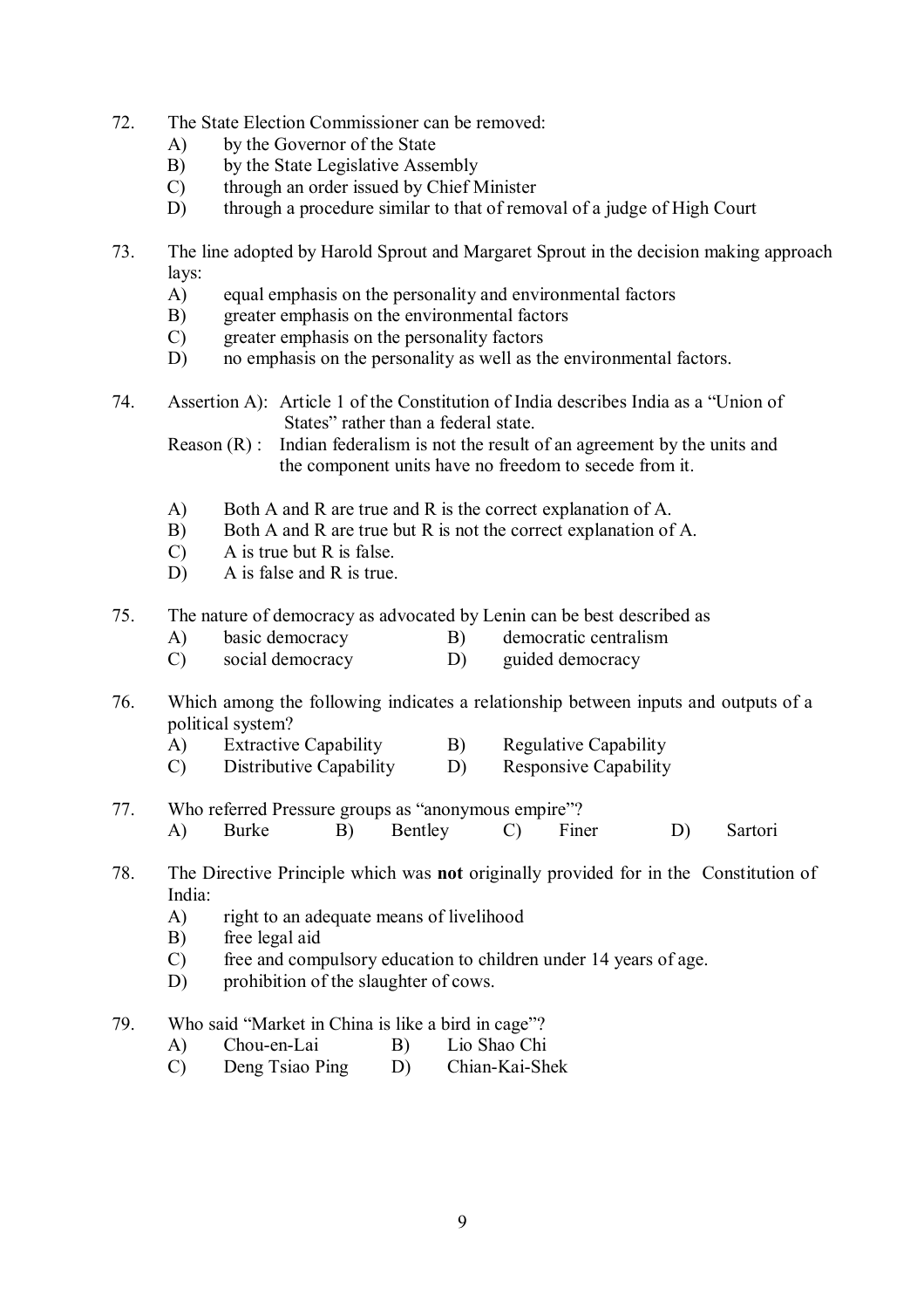72. The State Election Commissioner can be removed:
    A) by the Governor of the State
    B) by the State Legislative Assembly
    C) through an order issued by Chief Minister
    D) through a procedure similar to that of removal of a judge of High Court

73. The line adopted by Harold Sprout and Margaret Sprout in the decision making approach lays:
    A) equal emphasis on the personality and environmental factors
    B) greater emphasis on the environmental factors
    C) greater emphasis on the personality factors
    D) no emphasis on the personality as well as the environmental factors.

74. Assertion A): Article 1 of the Constitution of India describes India as a "Union of States" rather than a federal state.
    Reason (R) : Indian federalism is not the result of an agreement by the units and the component units have no freedom to secede from it.

    A) Both A and R are true and R is the correct explanation of A.
    B) Both A and R are true but R is not the correct explanation of A.
    C) A is true but R is false.
    D) A is false and R is true.

75. The nature of democracy as advocated by Lenin can be best described as
    A) basic democracy
    B) democratic centralism
    C) social democracy
    D) guided democracy

76. Which among the following indicates a relationship between inputs and outputs of a political system?
    A) Extractive Capability
    B) Regulative Capability
    C) Distributive Capability
    D) Responsive Capability

77. Who referred Pressure groups as "anonymous empire"?
    A) Burke
    B) Bentley
    C) Finer
    D) Sartori

78. The Directive Principle which was **not** originally provided for in the Constitution of India:
    A) right to an adequate means of livelihood
    B) free legal aid
    C) free and compulsory education to children under 14 years of age.
    D) prohibition of the slaughter of cows.

79. Who said "Market in China is like a bird in cage"?
    A) Chou-en-Lai
    B) Lio Shao Chi
    C) Deng Tsiao Ping
    D) Chian-Kai-Shek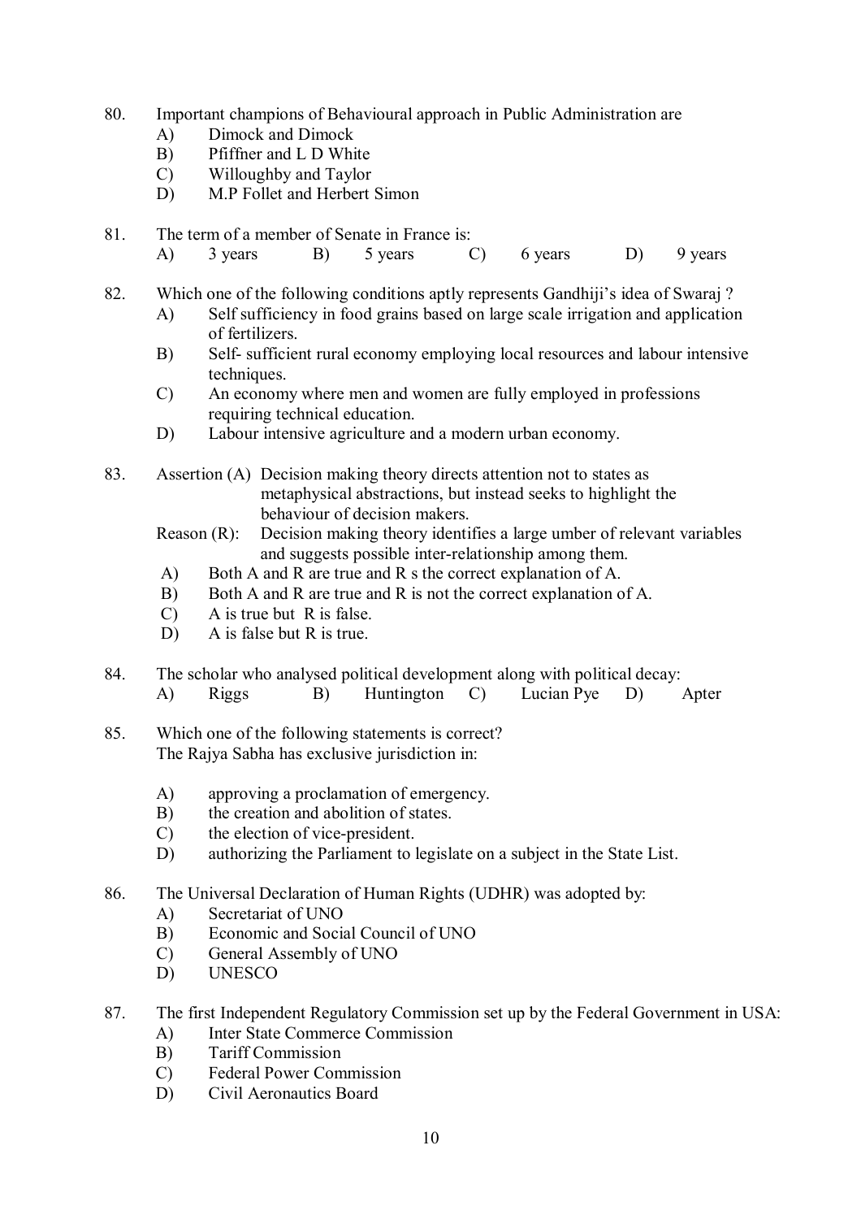80. Important champions of Behavioural approach in Public Administration are
    - A) Dimock and Dimock
    - B) Pfiffner and L D White
    - C) Willoughby and Taylor
    - D) M.P Follet and Herbert Simon

81. The term of a member of Senate in France is:
    A) 3 years B) 5 years C) 6 years D) 9 years

82. Which one of the following conditions aptly represents Gandhiji's idea of Swaraj ?
    - A) Self sufficiency in food grains based on large scale irrigation and application of fertilizers.
    - B) Self- sufficient rural economy employing local resources and labour intensive techniques.
    - C) An economy where men and women are fully employed in professions requiring technical education.
    - D) Labour intensive agriculture and a modern urban economy.

83. Assertion (A) Decision making theory directs attention not to states as metaphysical abstractions, but instead seeks to highlight the behaviour of decision makers.

    Reason (R): Decision making theory identifies a large umber of relevant variables and suggests possible inter-relationship among them.
    - A) Both A and R are true and R s the correct explanation of A.
    - B) Both A and R are true and R is not the correct explanation of A.
    - C) A is true but R is false.
    - D) A is false but R is true.

84. The scholar who analysed political development along with political decay:
    A) Riggs B) Huntington C) Lucian Pye D) Apter

85. Which one of the following statements is correct?
    The Rajya Sabha has exclusive jurisdiction in:
    - A) approving a proclamation of emergency.
    - B) the creation and abolition of states.
    - C) the election of vice-president.
    - D) authorizing the Parliament to legislate on a subject in the State List.

86. The Universal Declaration of Human Rights (UDHR) was adopted by:
    - A) Secretariat of UNO
    - B) Economic and Social Council of UNO
    - C) General Assembly of UNO
    - D) UNESCO

87. The first Independent Regulatory Commission set up by the Federal Government in USA:
    - A) Inter State Commerce Commission
    - B) Tariff Commission
    - C) Federal Power Commission
    - D) Civil Aeronautics Board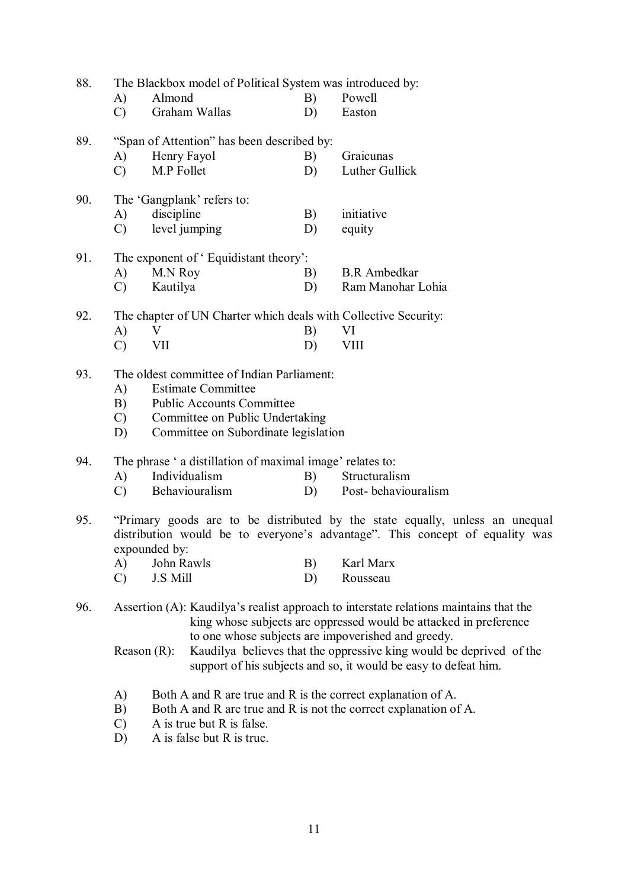88. The Blackbox model of Political System was introduced by:
   - A) Almond
   - B) Powell
   - C) Graham Wallas
   - D) Easton

89. "Span of Attention" has been described by:
   - A) Henry Fayol
   - B) Graicunas
   - C) M.P Follet
   - D) Luther Gullick

90. The 'Gangplank' refers to:
   - A) discipline
   - B) initiative
   - C) level jumping
   - D) equity

91. The exponent of ' Equidistant theory':
   - A) M.N Roy
   - B) B.R Ambedkar
   - C) Kautilya
   - D) Ram Manohar Lohia

92. The chapter of UN Charter which deals with Collective Security:
   - A) V
   - B) VI
   - C) VII
   - D) VIII

93. The oldest committee of Indian Parliament:
   - A) Estimate Committee
   - B) Public Accounts Committee
   - C) Committee on Public Undertaking
   - D) Committee on Subordinate legislation

94. The phrase ' a distillation of maximal image' relates to:
   - A) Individualism
   - B) Structuralism
   - C) Behaviouralism
   - D) Post- behaviouralism

95. "Primary goods are to be distributed by the state equally, unless an unequal distribution would be to everyone's advantage". This concept of equality was expounded by:
   - A) John Rawls
   - B) Karl Marx
   - C) J.S Mill
   - D) Rousseau

96. Assertion (A): Kaudilya's realist approach to interstate relations maintains that the king whose subjects are oppressed would be attacked in preference to one whose subjects are impoverished and greedy.

   Reason (R): Kaudilya believes that the oppressive king would be deprived of the support of his subjects and so, it would be easy to defeat him.

   - A) Both A and R are true and R is the correct explanation of A.
   - B) Both A and R are true and R is not the correct explanation of A.
   - C) A is true but R is false.
   - D) A is false but R is true.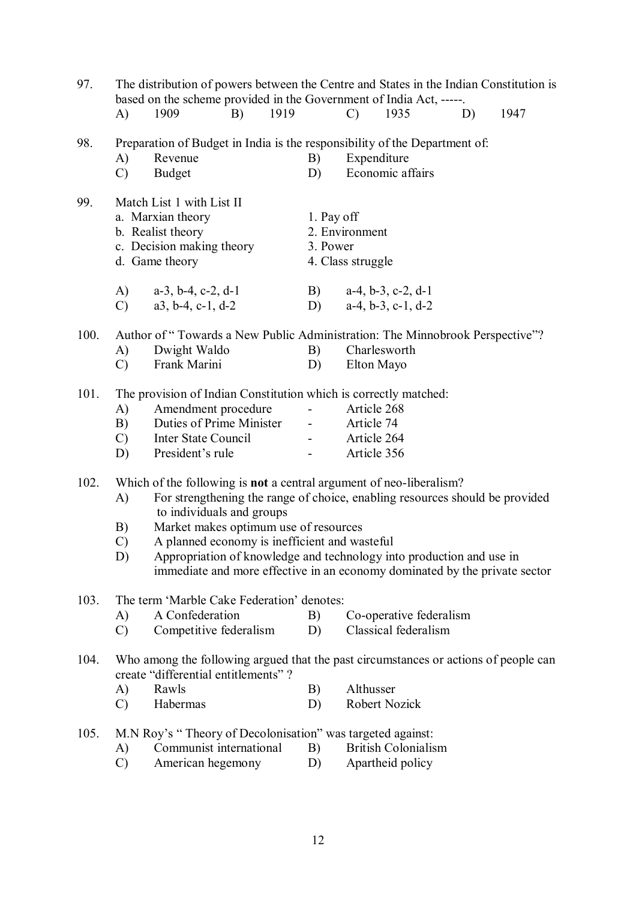97. The distribution of powers between the Centre and States in the Indian Constitution is based on the scheme provided in the Government of India Act, -----.

A) 1909 B) 1919 C) 1935 D) 1947

98. Preparation of Budget in India is the responsibility of the Department of:

A) Revenue
B) Expenditure
C) Budget
D) Economic affairs

99. Match List 1 with List II

| | |
|---|---|
| a. Marxian theory | 1. Pay off |
| b. Realist theory | 2. Environment |
| c. Decision making theory | 3. Power |
| d. Game theory | 4. Class struggle |

A) a-3, b-4, c-2, d-1
B) a-4, b-3, c-2, d-1
C) a3, b-4, c-1, d-2
D) a-4, b-3, c-1, d-2

100. Author of " Towards a New Public Administration: The Minnobrook Perspective"?

A) Dwight Waldo
B) Charlesworth
C) Frank Marini
D) Elton Mayo

101. The provision of Indian Constitution which is correctly matched:

A) Amendment procedure - Article 268
B) Duties of Prime Minister - Article 74
C) Inter State Council - Article 264
D) President's rule - Article 356

102. Which of the following is **not** a central argument of neo-liberalism?

A) For strengthening the range of choice, enabling resources should be provided to individuals and groups
B) Market makes optimum use of resources
C) A planned economy is inefficient and wasteful
D) Appropriation of knowledge and technology into production and use in immediate and more effective in an economy dominated by the private sector

103. The term 'Marble Cake Federation' denotes:

A) A Confederation
B) Co-operative federalism
C) Competitive federalism
D) Classical federalism

104. Who among the following argued that the past circumstances or actions of people can create "differential entitlements" ?

A) Rawls
B) Althusser
C) Habermas
D) Robert Nozick

105. M.N Roy's " Theory of Decolonisation" was targeted against:

A) Communist international
B) British Colonialism
C) American hegemony
D) Apartheid policy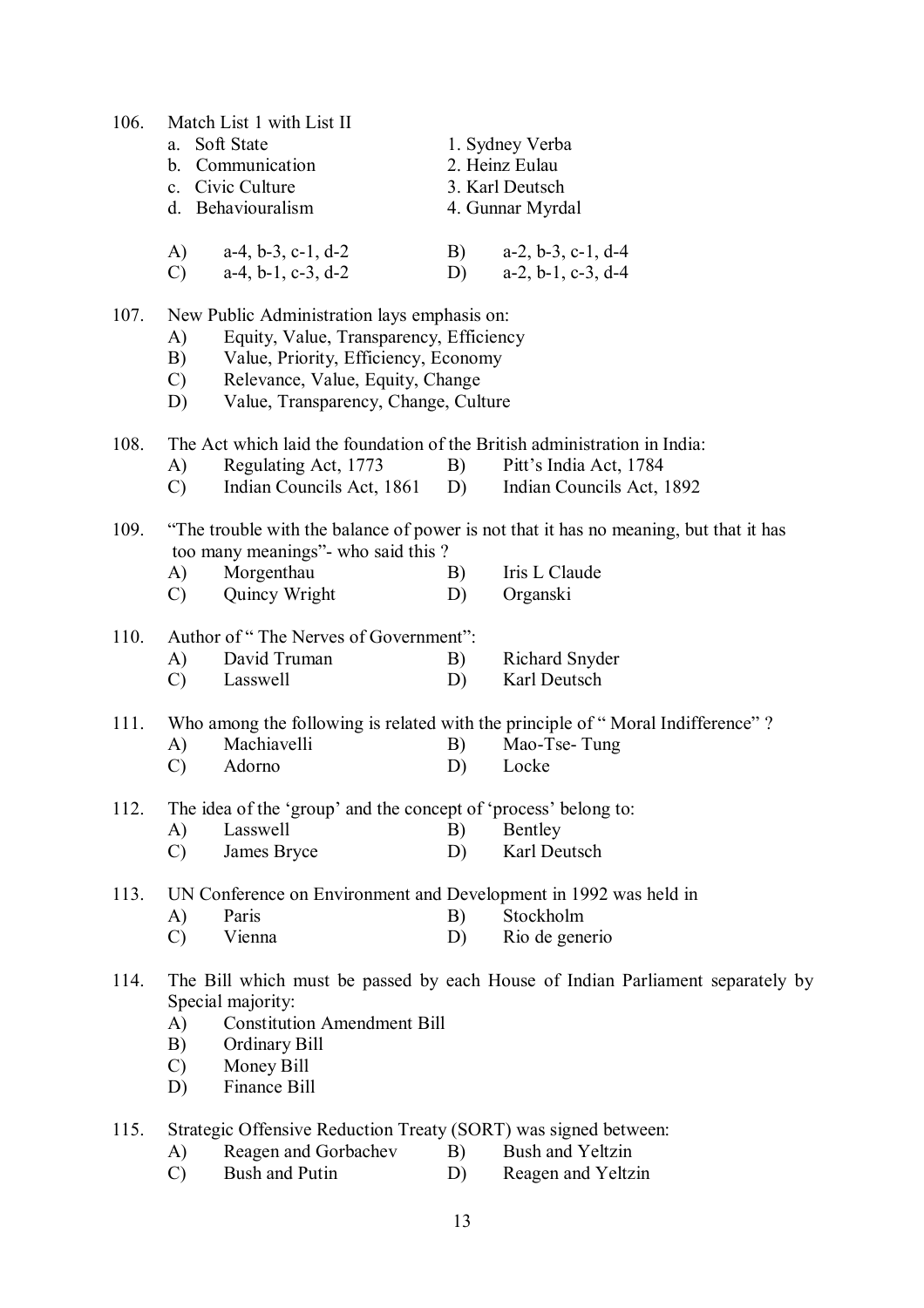106. Match List 1 with List II

| | |
|---|---|
| a. Soft State | 1. Sydney Verba |
| b. Communication | 2. Heinz Eulau |
| c. Civic Culture | 3. Karl Deutsch |
| d. Behaviouralism | 4. Gunnar Myrdal |

A) a-4, b-3, c-1, d-2 B) a-2, b-3, c-1, d-4
C) a-4, b-1, c-3, d-2 D) a-2, b-1, c-3, d-4

107. New Public Administration lays emphasis on:
A) Equity, Value, Transparency, Efficiency
B) Value, Priority, Efficiency, Economy
C) Relevance, Value, Equity, Change
D) Value, Transparency, Change, Culture

108. The Act which laid the foundation of the British administration in India:
A) Regulating Act, 1773 B) Pitt's India Act, 1784
C) Indian Councils Act, 1861 D) Indian Councils Act, 1892

109. "The trouble with the balance of power is not that it has no meaning, but that it has too many meanings"- who said this ?
A) Morgenthau B) Iris L Claude
C) Quincy Wright D) Organski

110. Author of " The Nerves of Government":
A) David Truman B) Richard Snyder
C) Lasswell D) Karl Deutsch

111. Who among the following is related with the principle of " Moral Indifference" ?
A) Machiavelli B) Mao-Tse- Tung
C) Adorno D) Locke

112. The idea of the 'group' and the concept of 'process' belong to:
A) Lasswell B) Bentley
C) James Bryce D) Karl Deutsch

113. UN Conference on Environment and Development in 1992 was held in
A) Paris B) Stockholm
C) Vienna D) Rio de generio

114. The Bill which must be passed by each House of Indian Parliament separately by Special majority:
A) Constitution Amendment Bill
B) Ordinary Bill
C) Money Bill
D) Finance Bill

115. Strategic Offensive Reduction Treaty (SORT) was signed between:
A) Reagen and Gorbachev B) Bush and Yeltzin
C) Bush and Putin D) Reagen and Yeltzin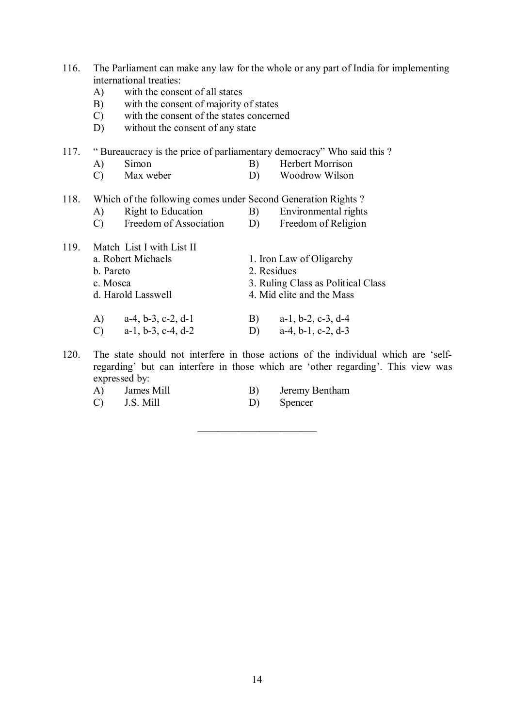116. The Parliament can make any law for the whole or any part of India for implementing international treaties:

   A) with the consent of all states
   B) with the consent of majority of states
   C) with the consent of the states concerned
   D) without the consent of any state

117. " Bureaucracy is the price of parliamentary democracy" Who said this ?

   A) Simon
   B) Herbert Morrison
   C) Max weber
   D) Woodrow Wilson

118. Which of the following comes under Second Generation Rights ?

   A) Right to Education
   B) Environmental rights
   C) Freedom of Association
   D) Freedom of Religion

119. Match List I with List II

| List I | List II |
|---|---|
| a. Robert Michaels | 1. Iron Law of Oligarchy |
| b. Pareto | 2. Residues |
| c. Mosca | 3. Ruling Class as Political Class |
| d. Harold Lasswell | 4. Mid elite and the Mass |

   A) a-4, b-3, c-2, d-1
   B) a-1, b-2, c-3, d-4
   C) a-1, b-3, c-4, d-2
   D) a-4, b-1, c-2, d-3

120. The state should not interfere in those actions of the individual which are 'self-regarding' but can interfere in those which are 'other regarding'. This view was expressed by:

   A) James Mill
   B) Jeremy Bentham
   C) J.S. Mill
   D) Spencer